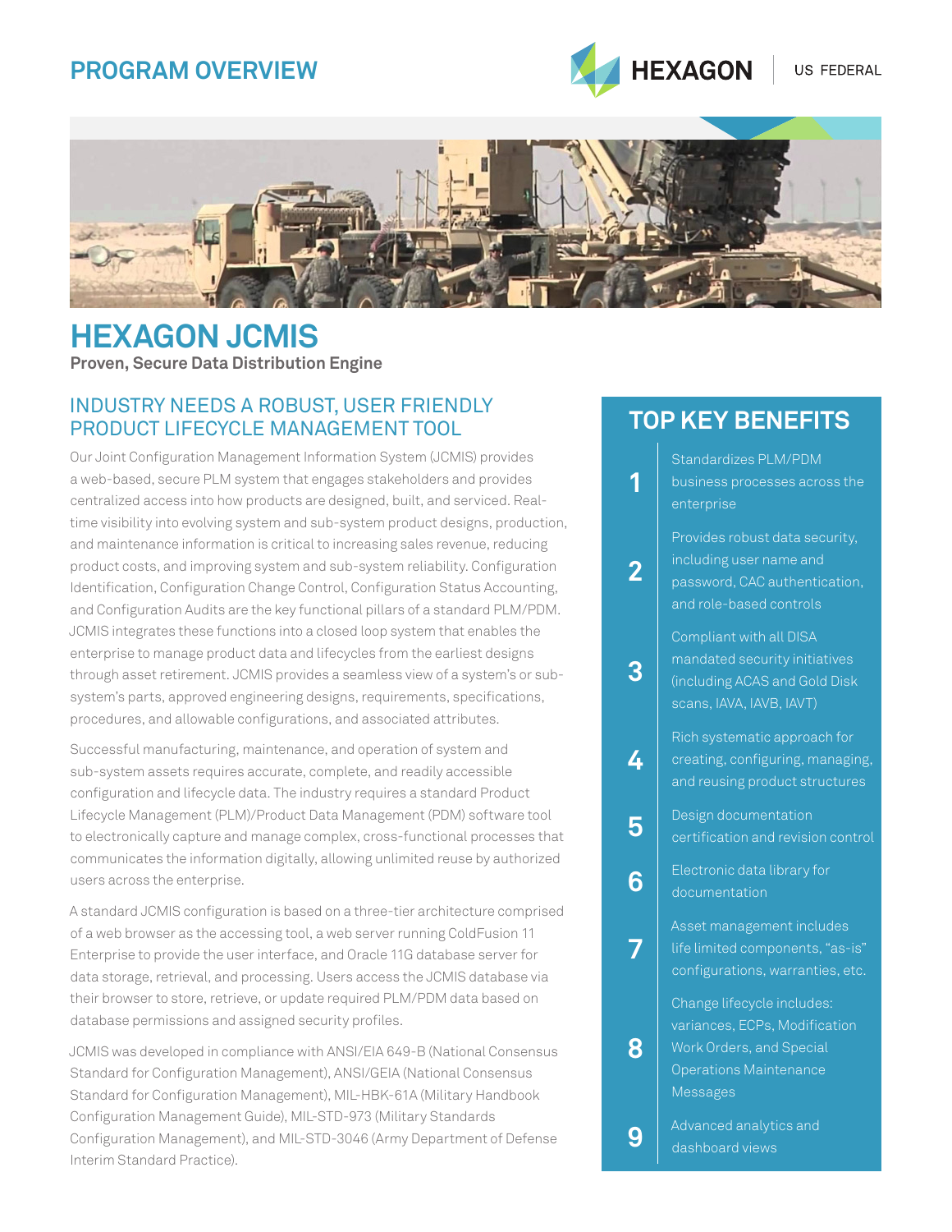PROGRAM OVERVIEW

HEXAGON | US FEDERAL

# HEXAGON JCMIS

**Proven, Secure Data Distribution Engine**

## INDUSTRY NEEDS A ROBUST, USER FRIENDLY PRODUCT LIFECYCLE MANAGEMENT TOOL

Our Joint Configuration Management Information System (JCMIS) provides a web-based, secure PLM system that engages stakeholders and provides centralized access into how products are designed, built, and serviced. Real-time visibility into evolving system and sub-system product designs, production, and maintenance information is critical to increasing sales revenue, reducing product costs, and improving system and sub-system reliability. Configuration Identification, Configuration Change Control, Configuration Status Accounting, and Configuration Audits are the key functional pillars of a standard PLM/PDM. JCMIS integrates these functions into a closed loop system that enables the enterprise to manage product data and lifecycles from the earliest designs through asset retirement. JCMIS provides a seamless view of a system's or sub-system's parts, approved engineering designs, requirements, specifications, procedures, and allowable configurations, and associated attributes.

Successful manufacturing, maintenance, and operation of system and sub-system assets requires accurate, complete, and readily accessible configuration and lifecycle data. The industry requires a standard Product Lifecycle Management (PLM)/Product Data Management (PDM) software tool to electronically capture and manage complex, cross-functional processes that communicates the information digitally, allowing unlimited reuse by authorized users across the enterprise.

A standard JCMIS configuration is based on a three-tier architecture comprised of a web browser as the accessing tool, a web server running ColdFusion 11 Enterprise to provide the user interface, and Oracle 11G database server for data storage, retrieval, and processing. Users access the JCMIS database via their browser to store, retrieve, or update required PLM/PDM data based on database permissions and assigned security profiles.

JCMIS was developed in compliance with ANSI/EIA 649-B (National Consensus Standard for Configuration Management), ANSI/GEIA (National Consensus Standard for Configuration Management), MIL-HBK-61A (Military Handbook Configuration Management Guide), MIL-STD-973 (Military Standards Configuration Management), and MIL-STD-3046 (Army Department of Defense Interim Standard Practice).

## TOP KEY BENEFITS

1. Standardizes PLM/PDM business processes across the enterprise
2. Provides robust data security, including user name and password, CAC authentication, and role-based controls
3. Compliant with all DISA mandated security initiatives (including ACAS and Gold Disk scans, IAVA, IAVB, IAVT)
4. Rich systematic approach for creating, configuring, managing, and reusing product structures
5. Design documentation certification and revision control
6. Electronic data library for documentation
7. Asset management includes life limited components, "as-is" configurations, warranties, etc.
8. Change lifecycle includes: variances, ECPs, Modification Work Orders, and Special Operations Maintenance Messages
9. Advanced analytics and dashboard views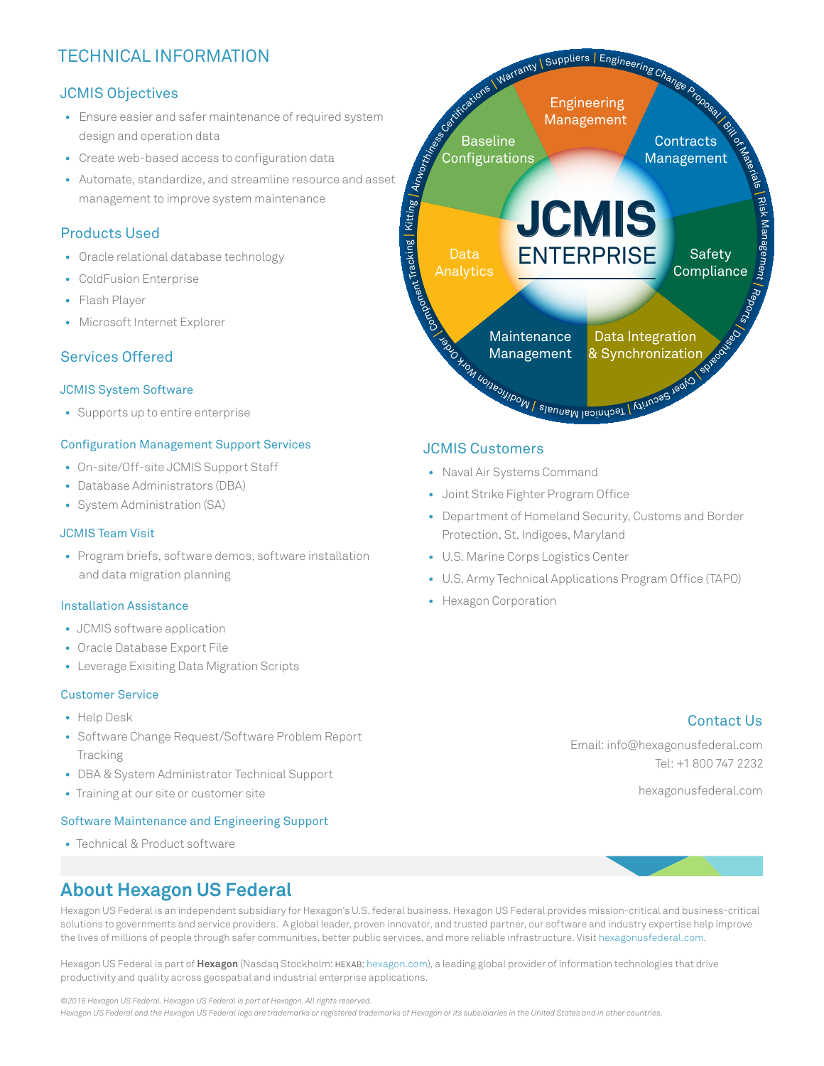# TECHNICAL INFORMATION

## JCMIS Objectives

- Ensure easier and safer maintenance of required system design and operation data
- Create web-based access to configuration data
- Automate, standardize, and streamline resource and asset management to improve system maintenance

## Products Used

- Oracle relational database technology
- ColdFusion Enterprise
- Flash Player
- Microsoft Internet Explorer

## Services Offered

### JCMIS System Software

- Supports up to entire enterprise

### Configuration Management Support Services

- On-site/Off-site JCMIS Support Staff
- Database Administrators (DBA)
- System Administration (SA)

### JCMIS Team Visit

- Program briefs, software demos, software installation and data migration planning

### Installation Assistance

- JCMIS software application
- Oracle Database Export File
- Leverage Exisiting Data Migration Scripts

### Customer Service

- Help Desk
- Software Change Request/Software Problem Report Tracking
- DBA & System Administrator Technical Support
- Training at our site or customer site

### Software Maintenance and Engineering Support

- Technical & Product software

JCMIS
ENTERPRISE

Engineering Management
Contracts Management
Safety Compliance
Data Integration & Synchronization
Maintenance Management
Data Analytics
Baseline Configurations

Warranty | Suppliers | Engineering Change Proposal | Bill of Materials | Risk Management | Reports | Dashboards | Cyber Security | Technical Manuals | Modification Work Order | Component Tracking | Kitting | Airworthiness Certifications

## JCMIS Customers

- Naval Air Systems Command
- Joint Strike Fighter Program Office
- Department of Homeland Security, Customs and Border Protection, St. Indigoes, Maryland
- U.S. Marine Corps Logistics Center
- U.S. Army Technical Applications Program Office (TAPO)
- Hexagon Corporation

## Contact Us

Email: info@hexagonusfederal.com
Tel: +1 800 747 2232

hexagonusfederal.com

# About Hexagon US Federal

Hexagon US Federal is an independent subsidiary for Hexagon's U.S. federal business. Hexagon US Federal provides mission-critical and business-critical solutions to governments and service providers. A global leader, proven innovator, and trusted partner, our software and industry expertise help improve the lives of millions of people through safer communities, better public services, and more reliable infrastructure. Visit hexagonusfederal.com.

Hexagon US Federal is part of **Hexagon** (Nasdaq Stockholm: HEXAB; hexagon.com), a leading global provider of information technologies that drive productivity and quality across geospatial and industrial enterprise applications.

*©2016 Hexagon US Federal. Hexagon US Federal is part of Hexagon. All rights reserved.*
*Hexagon US Federal and the Hexagon US Federal logo are trademarks or registered trademarks of Hexagon or its subsidiaries in the United States and in other countries.*